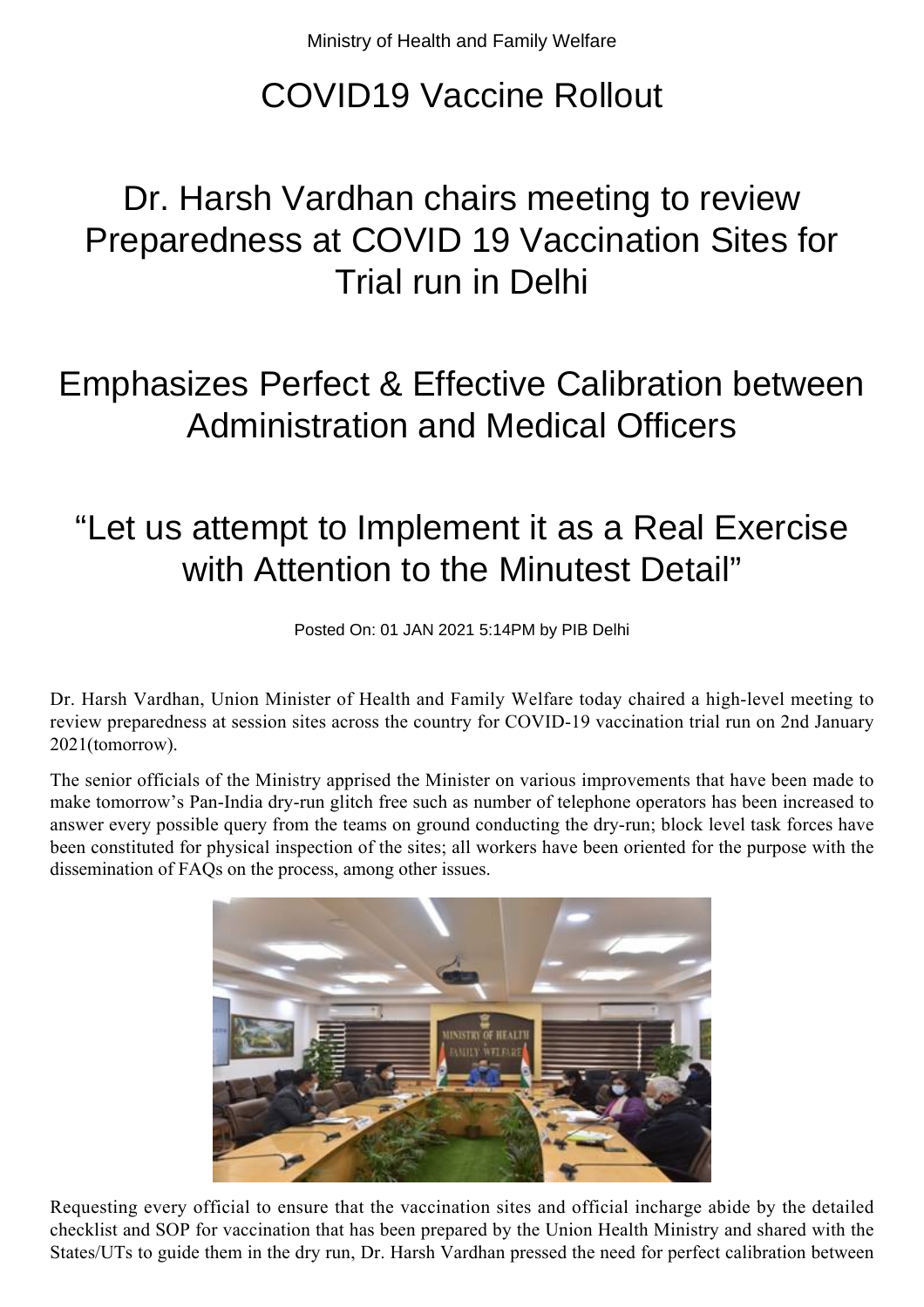Ministry of Health and Family Welfare

# COVID19 Vaccine Rollout

## Dr. Harsh Vardhan chairs meeting to review Preparedness at COVID 19 Vaccination Sites for Trial run in Delhi

## Emphasizes Perfect & Effective Calibration between Administration and Medical Officers

## "Let us attempt to Implement it as a Real Exercise with Attention to the Minutest Detail"

Posted On: 01 JAN 2021 5:14PM by PIB Delhi

Dr. Harsh Vardhan, Union Minister of Health and Family Welfare today chaired a high-level meeting to review preparedness at session sites across the country for COVID-19 vaccination trial run on 2nd January 2021(tomorrow).

The senior officials of the Ministry apprised the Minister on various improvements that have been made to make tomorrow's Pan-India dry-run glitch free such as number of telephone operators has been increased to answer every possible query from the teams on ground conducting the dry-run; block level task forces have been constituted for physical inspection of the sites; all workers have been oriented for the purpose with the dissemination of FAQs on the process, among other issues.

Requesting every official to ensure that the vaccination sites and official incharge abide by the detailed checklist and SOP for vaccination that has been prepared by the Union Health Ministry and shared with the States/UTs to guide them in the dry run, Dr. Harsh Vardhan pressed the need for perfect calibration between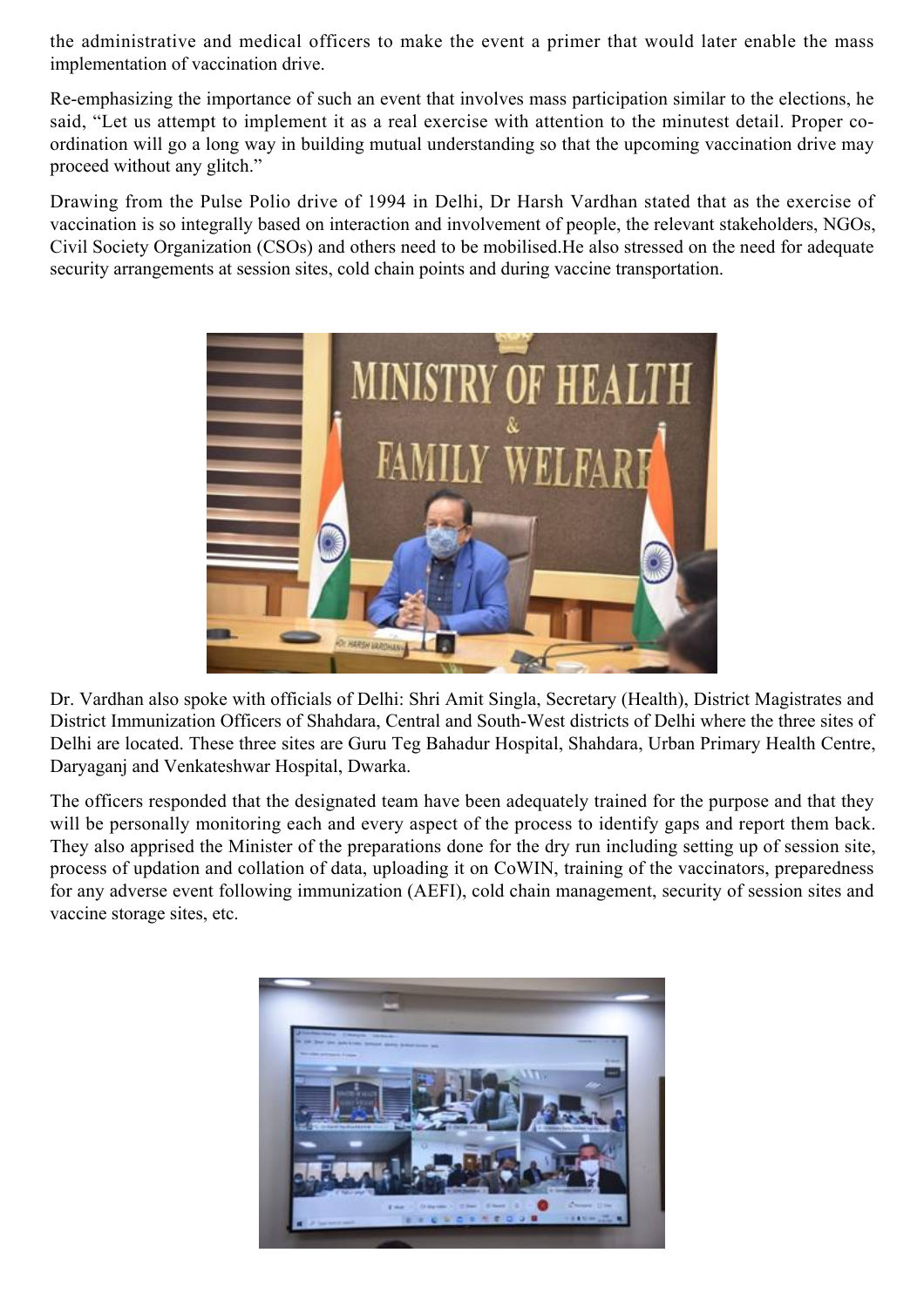the administrative and medical officers to make the event a primer that would later enable the mass implementation of vaccination drive.

Re-emphasizing the importance of such an event that involves mass participation similar to the elections, he said, "Let us attempt to implement it as a real exercise with attention to the minutest detail. Proper co-ordination will go a long way in building mutual understanding so that the upcoming vaccination drive may proceed without any glitch."

Drawing from the Pulse Polio drive of 1994 in Delhi, Dr Harsh Vardhan stated that as the exercise of vaccination is so integrally based on interaction and involvement of people, the relevant stakeholders, NGOs, Civil Society Organization (CSOs) and others need to be mobilised.He also stressed on the need for adequate security arrangements at session sites, cold chain points and during vaccine transportation.

Dr. Vardhan also spoke with officials of Delhi: Shri Amit Singla, Secretary (Health), District Magistrates and District Immunization Officers of Shahdara, Central and South-West districts of Delhi where the three sites of Delhi are located. These three sites are Guru Teg Bahadur Hospital, Shahdara, Urban Primary Health Centre, Daryaganj and Venkateshwar Hospital, Dwarka.

The officers responded that the designated team have been adequately trained for the purpose and that they will be personally monitoring each and every aspect of the process to identify gaps and report them back. They also apprised the Minister of the preparations done for the dry run including setting up of session site, process of updation and collation of data, uploading it on CoWIN, training of the vaccinators, preparedness for any adverse event following immunization (AEFI), cold chain management, security of session sites and vaccine storage sites, etc.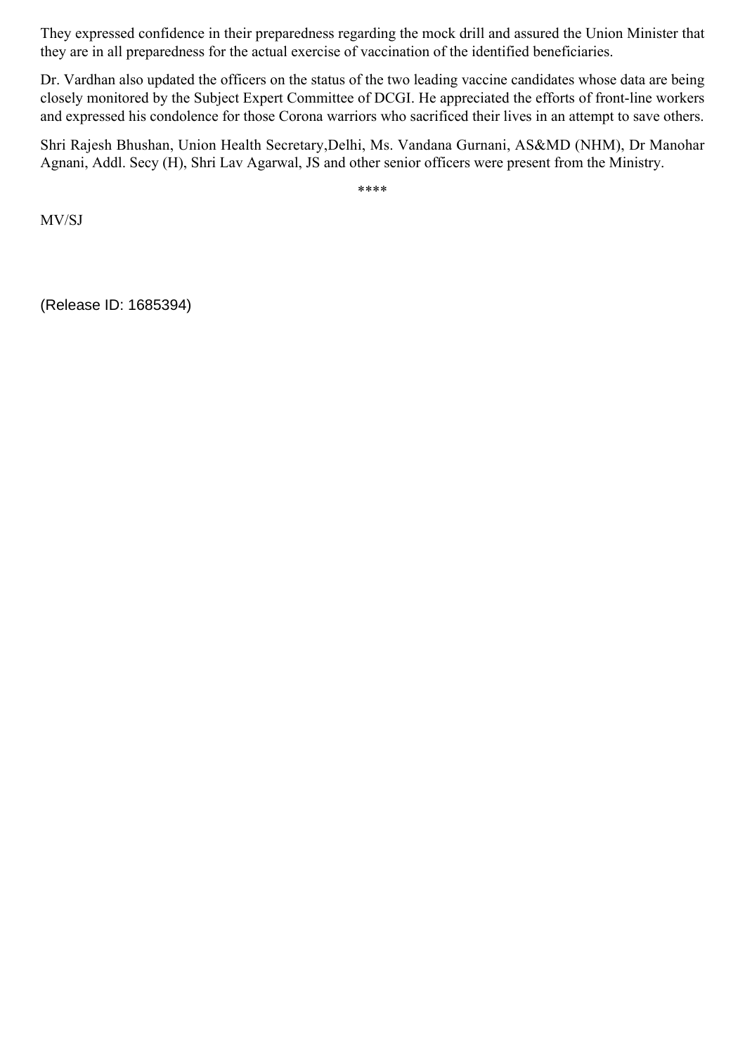They expressed confidence in their preparedness regarding the mock drill and assured the Union Minister that they are in all preparedness for the actual exercise of vaccination of the identified beneficiaries.

Dr. Vardhan also updated the officers on the status of the two leading vaccine candidates whose data are being closely monitored by the Subject Expert Committee of DCGI. He appreciated the efforts of front-line workers and expressed his condolence for those Corona warriors who sacrificed their lives in an attempt to save others.

Shri Rajesh Bhushan, Union Health Secretary,Delhi, Ms. Vandana Gurnani, AS&MD (NHM), Dr Manohar Agnani, Addl. Secy (H), Shri Lav Agarwal, JS and other senior officers were present from the Ministry.

****

MV/SJ

(Release ID: 1685394)